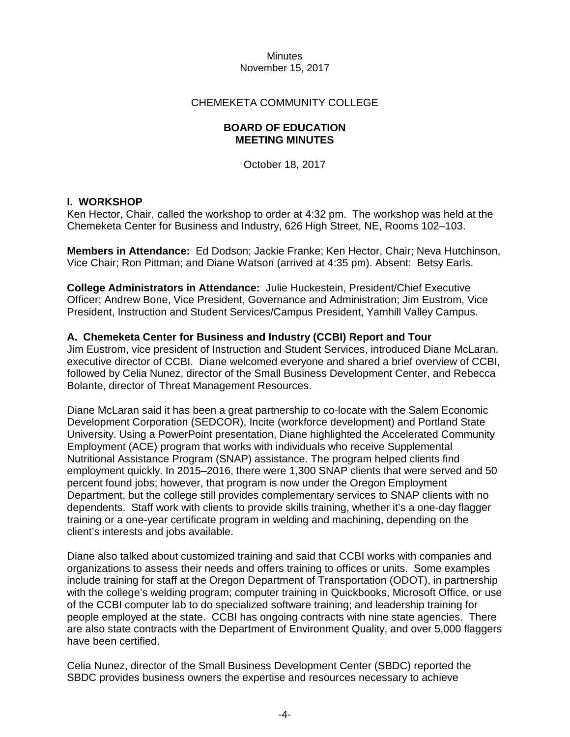Minutes
November 15, 2017

CHEMEKETA COMMUNITY COLLEGE

**BOARD OF EDUCATION**
**MEETING MINUTES**

October 18, 2017

## I. WORKSHOP

Ken Hector, Chair, called the workshop to order at 4:32 pm. The workshop was held at the Chemeketa Center for Business and Industry, 626 High Street, NE, Rooms 102–103.

**Members in Attendance:** Ed Dodson; Jackie Franke; Ken Hector, Chair; Neva Hutchinson, Vice Chair; Ron Pittman; and Diane Watson (arrived at 4:35 pm). Absent: Betsy Earls.

**College Administrators in Attendance:** Julie Huckestein, President/Chief Executive Officer; Andrew Bone, Vice President, Governance and Administration; Jim Eustrom, Vice President, Instruction and Student Services/Campus President, Yamhill Valley Campus.

### A. Chemeketa Center for Business and Industry (CCBI) Report and Tour

Jim Eustrom, vice president of Instruction and Student Services, introduced Diane McLaran, executive director of CCBI. Diane welcomed everyone and shared a brief overview of CCBI, followed by Celia Nunez, director of the Small Business Development Center, and Rebecca Bolante, director of Threat Management Resources.

Diane McLaran said it has been a great partnership to co-locate with the Salem Economic Development Corporation (SEDCOR), Incite (workforce development) and Portland State University. Using a PowerPoint presentation, Diane highlighted the Accelerated Community Employment (ACE) program that works with individuals who receive Supplemental Nutritional Assistance Program (SNAP) assistance. The program helped clients find employment quickly. In 2015–2016, there were 1,300 SNAP clients that were served and 50 percent found jobs; however, that program is now under the Oregon Employment Department, but the college still provides complementary services to SNAP clients with no dependents. Staff work with clients to provide skills training, whether it's a one-day flagger training or a one-year certificate program in welding and machining, depending on the client's interests and jobs available.

Diane also talked about customized training and said that CCBI works with companies and organizations to assess their needs and offers training to offices or units. Some examples include training for staff at the Oregon Department of Transportation (ODOT), in partnership with the college's welding program; computer training in Quickbooks, Microsoft Office, or use of the CCBI computer lab to do specialized software training; and leadership training for people employed at the state. CCBI has ongoing contracts with nine state agencies. There are also state contracts with the Department of Environment Quality, and over 5,000 flaggers have been certified.

Celia Nunez, director of the Small Business Development Center (SBDC) reported the SBDC provides business owners the expertise and resources necessary to achieve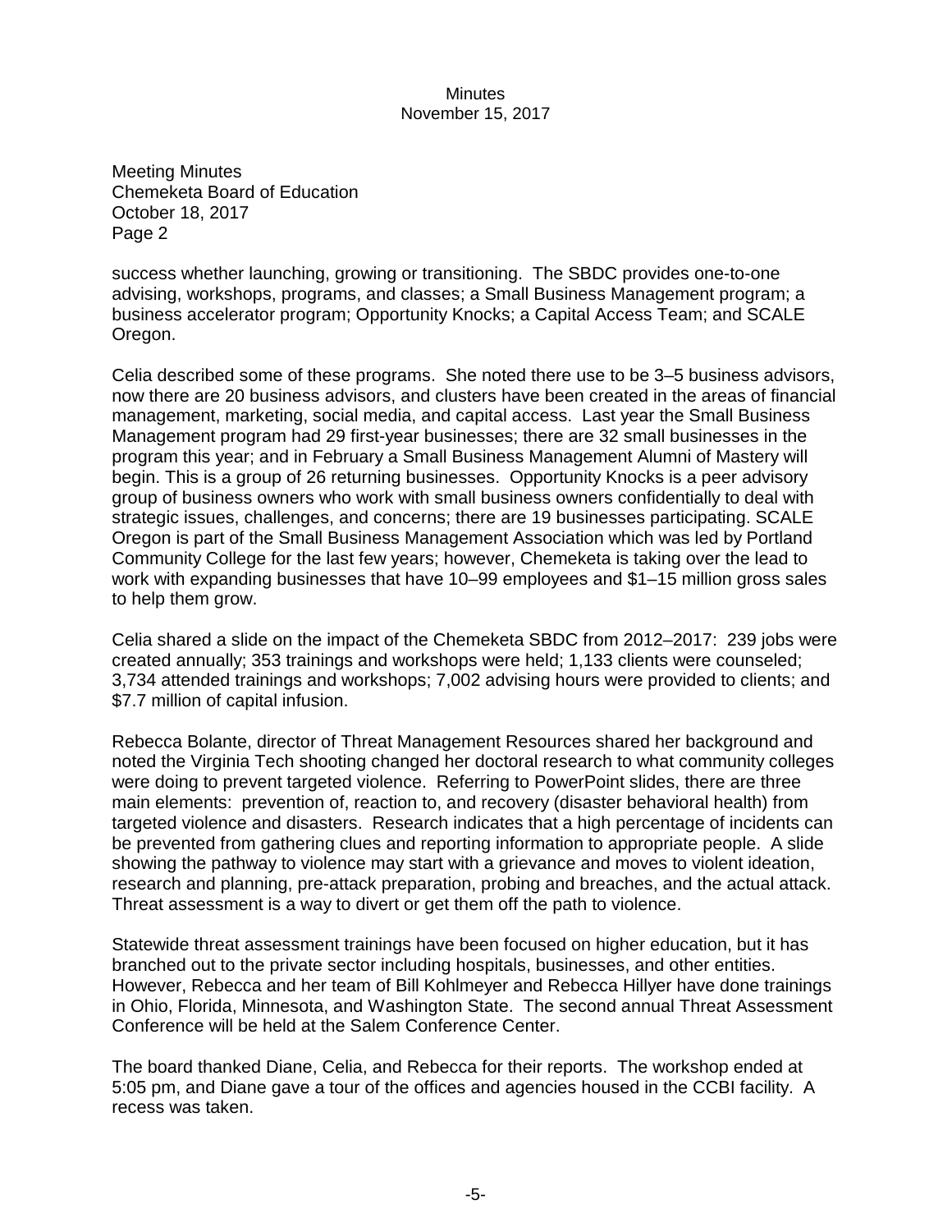Meeting Minutes
Chemeketa Board of Education
October 18, 2017
Page 2

success whether launching, growing or transitioning. The SBDC provides one-to-one advising, workshops, programs, and classes; a Small Business Management program; a business accelerator program; Opportunity Knocks; a Capital Access Team; and SCALE Oregon.

Celia described some of these programs. She noted there use to be 3–5 business advisors, now there are 20 business advisors, and clusters have been created in the areas of financial management, marketing, social media, and capital access. Last year the Small Business Management program had 29 first-year businesses; there are 32 small businesses in the program this year; and in February a Small Business Management Alumni of Mastery will begin. This is a group of 26 returning businesses. Opportunity Knocks is a peer advisory group of business owners who work with small business owners confidentially to deal with strategic issues, challenges, and concerns; there are 19 businesses participating. SCALE Oregon is part of the Small Business Management Association which was led by Portland Community College for the last few years; however, Chemeketa is taking over the lead to work with expanding businesses that have 10–99 employees and $1–15 million gross sales to help them grow.

Celia shared a slide on the impact of the Chemeketa SBDC from 2012–2017: 239 jobs were created annually; 353 trainings and workshops were held; 1,133 clients were counseled; 3,734 attended trainings and workshops; 7,002 advising hours were provided to clients; and $7.7 million of capital infusion.

Rebecca Bolante, director of Threat Management Resources shared her background and noted the Virginia Tech shooting changed her doctoral research to what community colleges were doing to prevent targeted violence. Referring to PowerPoint slides, there are three main elements: prevention of, reaction to, and recovery (disaster behavioral health) from targeted violence and disasters. Research indicates that a high percentage of incidents can be prevented from gathering clues and reporting information to appropriate people. A slide showing the pathway to violence may start with a grievance and moves to violent ideation, research and planning, pre-attack preparation, probing and breaches, and the actual attack. Threat assessment is a way to divert or get them off the path to violence.

Statewide threat assessment trainings have been focused on higher education, but it has branched out to the private sector including hospitals, businesses, and other entities. However, Rebecca and her team of Bill Kohlmeyer and Rebecca Hillyer have done trainings in Ohio, Florida, Minnesota, and Washington State. The second annual Threat Assessment Conference will be held at the Salem Conference Center.

The board thanked Diane, Celia, and Rebecca for their reports. The workshop ended at 5:05 pm, and Diane gave a tour of the offices and agencies housed in the CCBI facility. A recess was taken.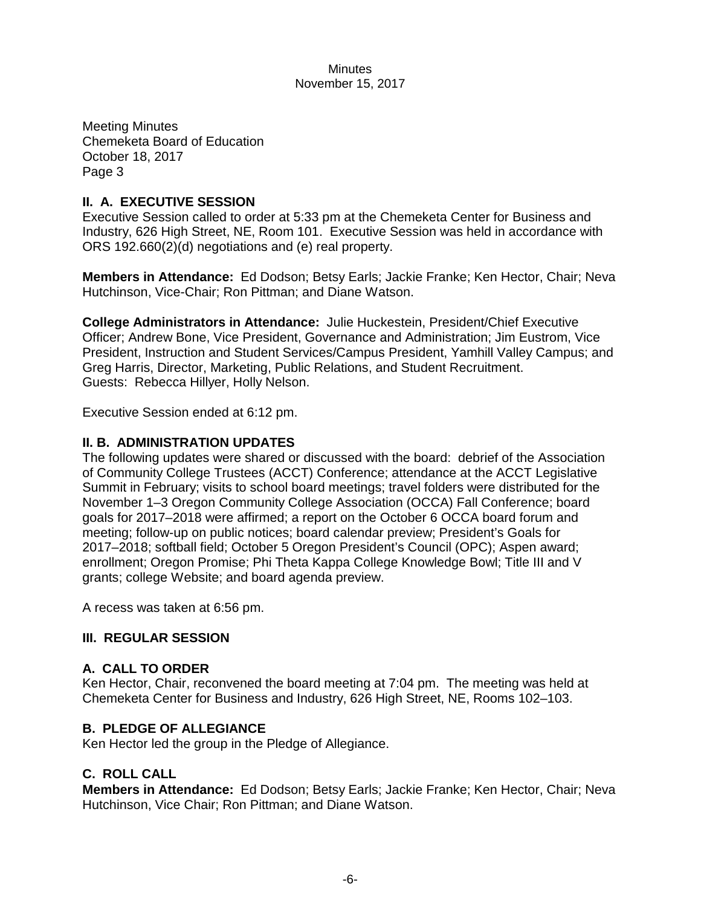Meeting Minutes
Chemeketa Board of Education
October 18, 2017
Page 3

## II. A. EXECUTIVE SESSION

Executive Session called to order at 5:33 pm at the Chemeketa Center for Business and Industry, 626 High Street, NE, Room 101. Executive Session was held in accordance with ORS 192.660(2)(d) negotiations and (e) real property.

**Members in Attendance:** Ed Dodson; Betsy Earls; Jackie Franke; Ken Hector, Chair; Neva Hutchinson, Vice-Chair; Ron Pittman; and Diane Watson.

**College Administrators in Attendance:** Julie Huckestein, President/Chief Executive Officer; Andrew Bone, Vice President, Governance and Administration; Jim Eustrom, Vice President, Instruction and Student Services/Campus President, Yamhill Valley Campus; and Greg Harris, Director, Marketing, Public Relations, and Student Recruitment.
Guests: Rebecca Hillyer, Holly Nelson.

Executive Session ended at 6:12 pm.

## II. B. ADMINISTRATION UPDATES

The following updates were shared or discussed with the board: debrief of the Association of Community College Trustees (ACCT) Conference; attendance at the ACCT Legislative Summit in February; visits to school board meetings; travel folders were distributed for the November 1–3 Oregon Community College Association (OCCA) Fall Conference; board goals for 2017–2018 were affirmed; a report on the October 6 OCCA board forum and meeting; follow-up on public notices; board calendar preview; President's Goals for 2017–2018; softball field; October 5 Oregon President's Council (OPC); Aspen award; enrollment; Oregon Promise; Phi Theta Kappa College Knowledge Bowl; Title III and V grants; college Website; and board agenda preview.

A recess was taken at 6:56 pm.

## III. REGULAR SESSION

### A. CALL TO ORDER

Ken Hector, Chair, reconvened the board meeting at 7:04 pm. The meeting was held at Chemeketa Center for Business and Industry, 626 High Street, NE, Rooms 102–103.

### B. PLEDGE OF ALLEGIANCE

Ken Hector led the group in the Pledge of Allegiance.

### C. ROLL CALL

**Members in Attendance:** Ed Dodson; Betsy Earls; Jackie Franke; Ken Hector, Chair; Neva Hutchinson, Vice Chair; Ron Pittman; and Diane Watson.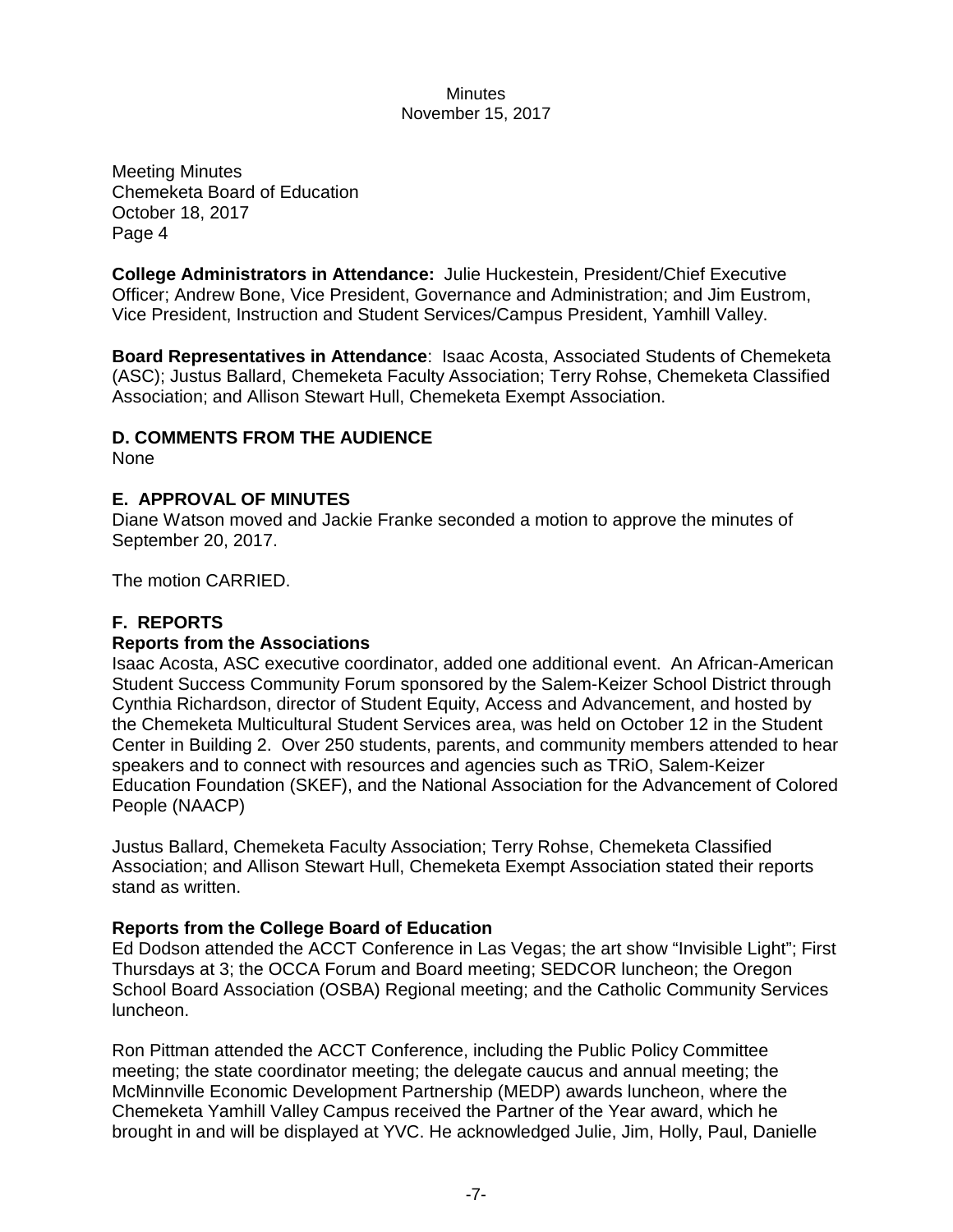Meeting Minutes
Chemeketa Board of Education
October 18, 2017
Page 4

**College Administrators in Attendance:** Julie Huckestein, President/Chief Executive Officer; Andrew Bone, Vice President, Governance and Administration; and Jim Eustrom, Vice President, Instruction and Student Services/Campus President, Yamhill Valley.

**Board Representatives in Attendance**: Isaac Acosta, Associated Students of Chemeketa (ASC); Justus Ballard, Chemeketa Faculty Association; Terry Rohse, Chemeketa Classified Association; and Allison Stewart Hull, Chemeketa Exempt Association.

## D. COMMENTS FROM THE AUDIENCE

None

## E. APPROVAL OF MINUTES

Diane Watson moved and Jackie Franke seconded a motion to approve the minutes of September 20, 2017.

The motion CARRIED.

## F. REPORTS

### Reports from the Associations

Isaac Acosta, ASC executive coordinator, added one additional event. An African-American Student Success Community Forum sponsored by the Salem-Keizer School District through Cynthia Richardson, director of Student Equity, Access and Advancement, and hosted by the Chemeketa Multicultural Student Services area, was held on October 12 in the Student Center in Building 2. Over 250 students, parents, and community members attended to hear speakers and to connect with resources and agencies such as TRiO, Salem-Keizer Education Foundation (SKEF), and the National Association for the Advancement of Colored People (NAACP)

Justus Ballard, Chemeketa Faculty Association; Terry Rohse, Chemeketa Classified Association; and Allison Stewart Hull, Chemeketa Exempt Association stated their reports stand as written.

### Reports from the College Board of Education

Ed Dodson attended the ACCT Conference in Las Vegas; the art show "Invisible Light"; First Thursdays at 3; the OCCA Forum and Board meeting; SEDCOR luncheon; the Oregon School Board Association (OSBA) Regional meeting; and the Catholic Community Services luncheon.

Ron Pittman attended the ACCT Conference, including the Public Policy Committee meeting; the state coordinator meeting; the delegate caucus and annual meeting; the McMinnville Economic Development Partnership (MEDP) awards luncheon, where the Chemeketa Yamhill Valley Campus received the Partner of the Year award, which he brought in and will be displayed at YVC. He acknowledged Julie, Jim, Holly, Paul, Danielle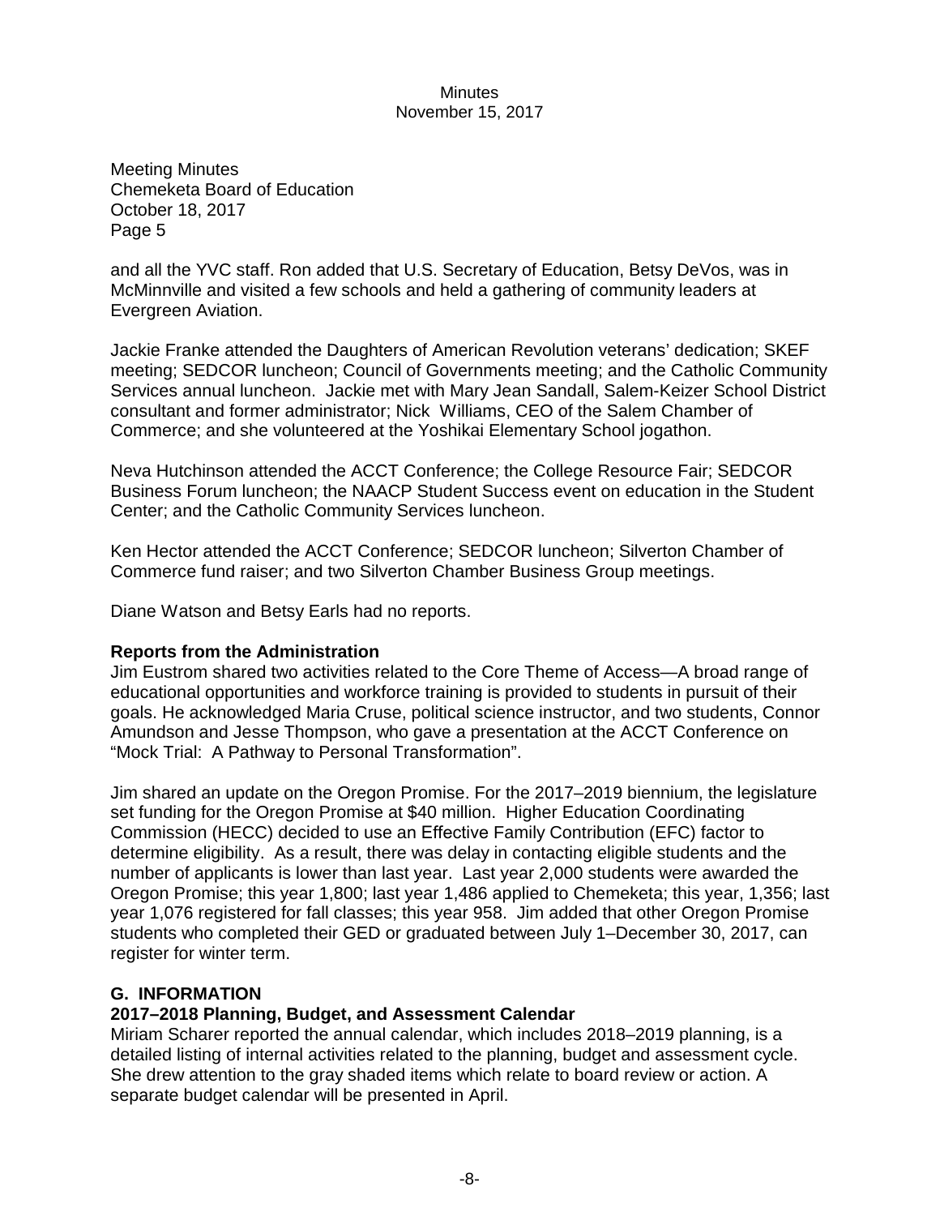Meeting Minutes
Chemeketa Board of Education
October 18, 2017
Page 5

and all the YVC staff. Ron added that U.S. Secretary of Education, Betsy DeVos, was in McMinnville and visited a few schools and held a gathering of community leaders at Evergreen Aviation.

Jackie Franke attended the Daughters of American Revolution veterans' dedication; SKEF meeting; SEDCOR luncheon; Council of Governments meeting; and the Catholic Community Services annual luncheon. Jackie met with Mary Jean Sandall, Salem-Keizer School District consultant and former administrator; Nick Williams, CEO of the Salem Chamber of Commerce; and she volunteered at the Yoshikai Elementary School jogathon.

Neva Hutchinson attended the ACCT Conference; the College Resource Fair; SEDCOR Business Forum luncheon; the NAACP Student Success event on education in the Student Center; and the Catholic Community Services luncheon.

Ken Hector attended the ACCT Conference; SEDCOR luncheon; Silverton Chamber of Commerce fund raiser; and two Silverton Chamber Business Group meetings.

Diane Watson and Betsy Earls had no reports.

**Reports from the Administration**

Jim Eustrom shared two activities related to the Core Theme of Access—A broad range of educational opportunities and workforce training is provided to students in pursuit of their goals. He acknowledged Maria Cruse, political science instructor, and two students, Connor Amundson and Jesse Thompson, who gave a presentation at the ACCT Conference on "Mock Trial: A Pathway to Personal Transformation".

Jim shared an update on the Oregon Promise. For the 2017–2019 biennium, the legislature set funding for the Oregon Promise at $40 million. Higher Education Coordinating Commission (HECC) decided to use an Effective Family Contribution (EFC) factor to determine eligibility. As a result, there was delay in contacting eligible students and the number of applicants is lower than last year. Last year 2,000 students were awarded the Oregon Promise; this year 1,800; last year 1,486 applied to Chemeketa; this year, 1,356; last year 1,076 registered for fall classes; this year 958. Jim added that other Oregon Promise students who completed their GED or graduated between July 1–December 30, 2017, can register for winter term.

## G. INFORMATION

**2017–2018 Planning, Budget, and Assessment Calendar**

Miriam Scharer reported the annual calendar, which includes 2018–2019 planning, is a detailed listing of internal activities related to the planning, budget and assessment cycle. She drew attention to the gray shaded items which relate to board review or action. A separate budget calendar will be presented in April.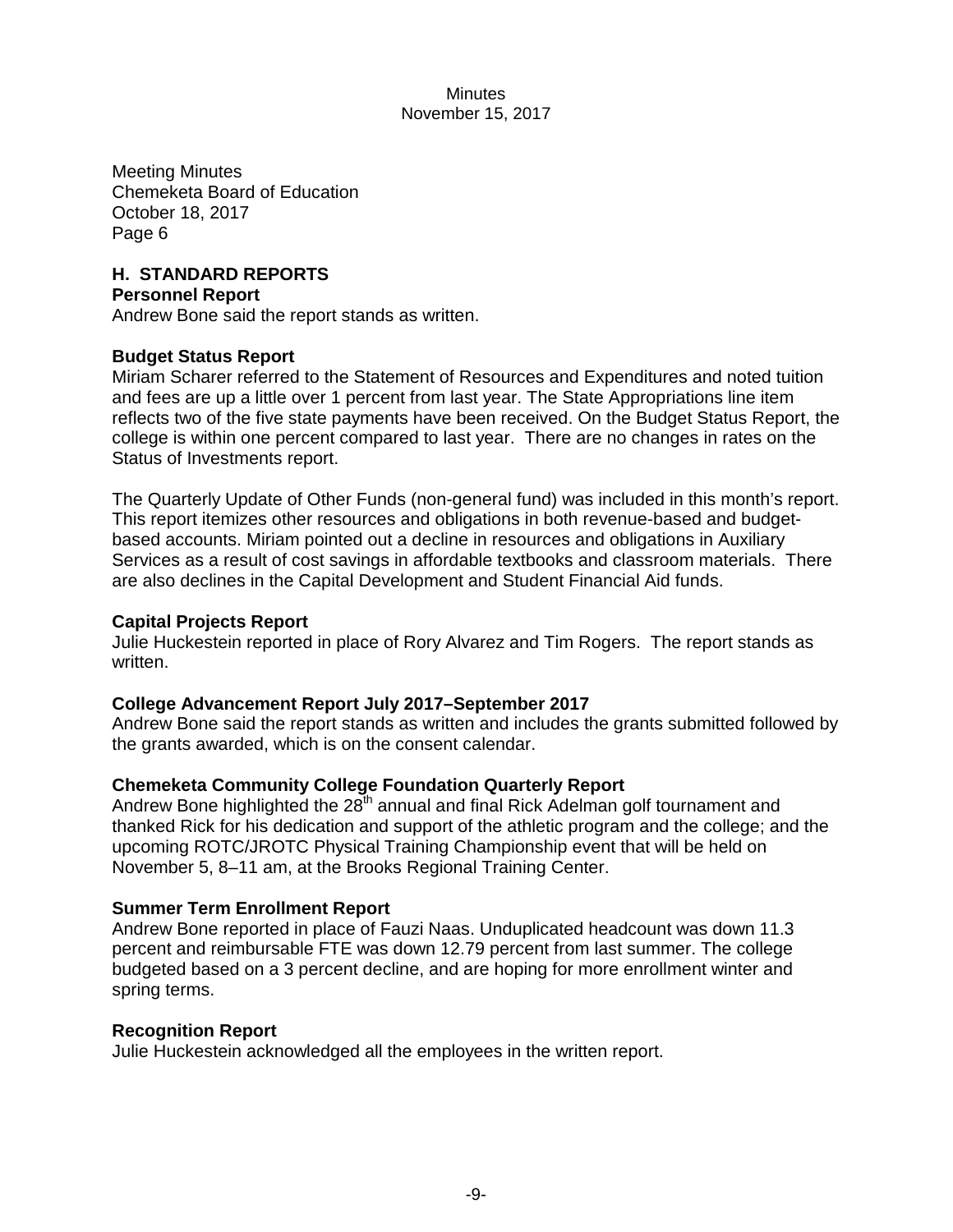Meeting Minutes
Chemeketa Board of Education
October 18, 2017
Page 6

## H. STANDARD REPORTS

### Personnel Report

Andrew Bone said the report stands as written.

### Budget Status Report

Miriam Scharer referred to the Statement of Resources and Expenditures and noted tuition and fees are up a little over 1 percent from last year. The State Appropriations line item reflects two of the five state payments have been received. On the Budget Status Report, the college is within one percent compared to last year. There are no changes in rates on the Status of Investments report.

The Quarterly Update of Other Funds (non-general fund) was included in this month's report. This report itemizes other resources and obligations in both revenue-based and budget-based accounts. Miriam pointed out a decline in resources and obligations in Auxiliary Services as a result of cost savings in affordable textbooks and classroom materials. There are also declines in the Capital Development and Student Financial Aid funds.

### Capital Projects Report

Julie Huckestein reported in place of Rory Alvarez and Tim Rogers. The report stands as written.

### College Advancement Report July 2017–September 2017

Andrew Bone said the report stands as written and includes the grants submitted followed by the grants awarded, which is on the consent calendar.

### Chemeketa Community College Foundation Quarterly Report

Andrew Bone highlighted the 28th annual and final Rick Adelman golf tournament and thanked Rick for his dedication and support of the athletic program and the college; and the upcoming ROTC/JROTC Physical Training Championship event that will be held on November 5, 8–11 am, at the Brooks Regional Training Center.

### Summer Term Enrollment Report

Andrew Bone reported in place of Fauzi Naas. Unduplicated headcount was down 11.3 percent and reimbursable FTE was down 12.79 percent from last summer. The college budgeted based on a 3 percent decline, and are hoping for more enrollment winter and spring terms.

### Recognition Report

Julie Huckestein acknowledged all the employees in the written report.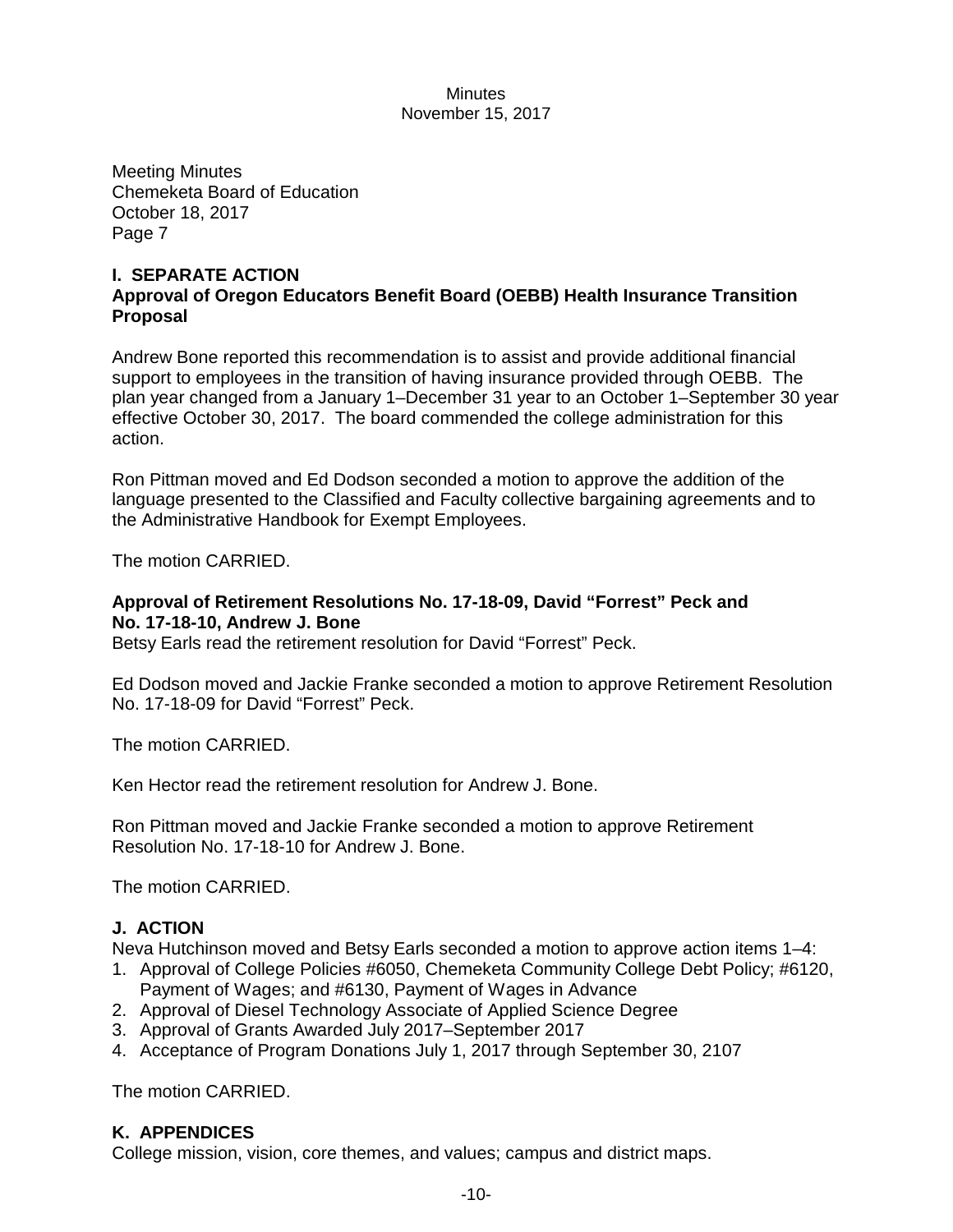Meeting Minutes
Chemeketa Board of Education
October 18, 2017
Page 7

## I. SEPARATE ACTION

### Approval of Oregon Educators Benefit Board (OEBB) Health Insurance Transition Proposal

Andrew Bone reported this recommendation is to assist and provide additional financial support to employees in the transition of having insurance provided through OEBB. The plan year changed from a January 1–December 31 year to an October 1–September 30 year effective October 30, 2017. The board commended the college administration for this action.

Ron Pittman moved and Ed Dodson seconded a motion to approve the addition of the language presented to the Classified and Faculty collective bargaining agreements and to the Administrative Handbook for Exempt Employees.

The motion CARRIED.

### Approval of Retirement Resolutions No. 17-18-09, David "Forrest" Peck and No. 17-18-10, Andrew J. Bone

Betsy Earls read the retirement resolution for David "Forrest" Peck.

Ed Dodson moved and Jackie Franke seconded a motion to approve Retirement Resolution No. 17-18-09 for David "Forrest" Peck.

The motion CARRIED.

Ken Hector read the retirement resolution for Andrew J. Bone.

Ron Pittman moved and Jackie Franke seconded a motion to approve Retirement Resolution No. 17-18-10 for Andrew J. Bone.

The motion CARRIED.

## J. ACTION

Neva Hutchinson moved and Betsy Earls seconded a motion to approve action items 1–4:

1. Approval of College Policies #6050, Chemeketa Community College Debt Policy; #6120, Payment of Wages; and #6130, Payment of Wages in Advance
2. Approval of Diesel Technology Associate of Applied Science Degree
3. Approval of Grants Awarded July 2017–September 2017
4. Acceptance of Program Donations July 1, 2017 through September 30, 2107

The motion CARRIED.

## K. APPENDICES

College mission, vision, core themes, and values; campus and district maps.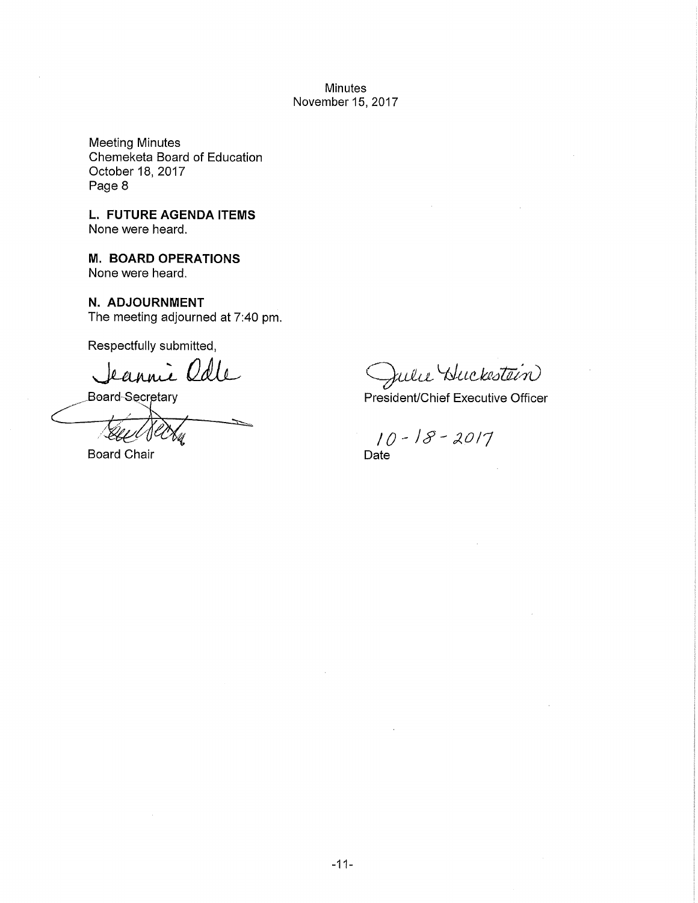Meeting Minutes
Chemeketa Board of Education
October 18, 2017
Page 8

**L. FUTURE AGENDA ITEMS**
None were heard.

**M. BOARD OPERATIONS**
None were heard.

**N. ADJOURNMENT**
The meeting adjourned at 7:40 pm.

Respectfully submitted,

Jeannie Odle
Board Secretary

Board Chair

Julie Huckestein
President/Chief Executive Officer

10-18-2017
Date